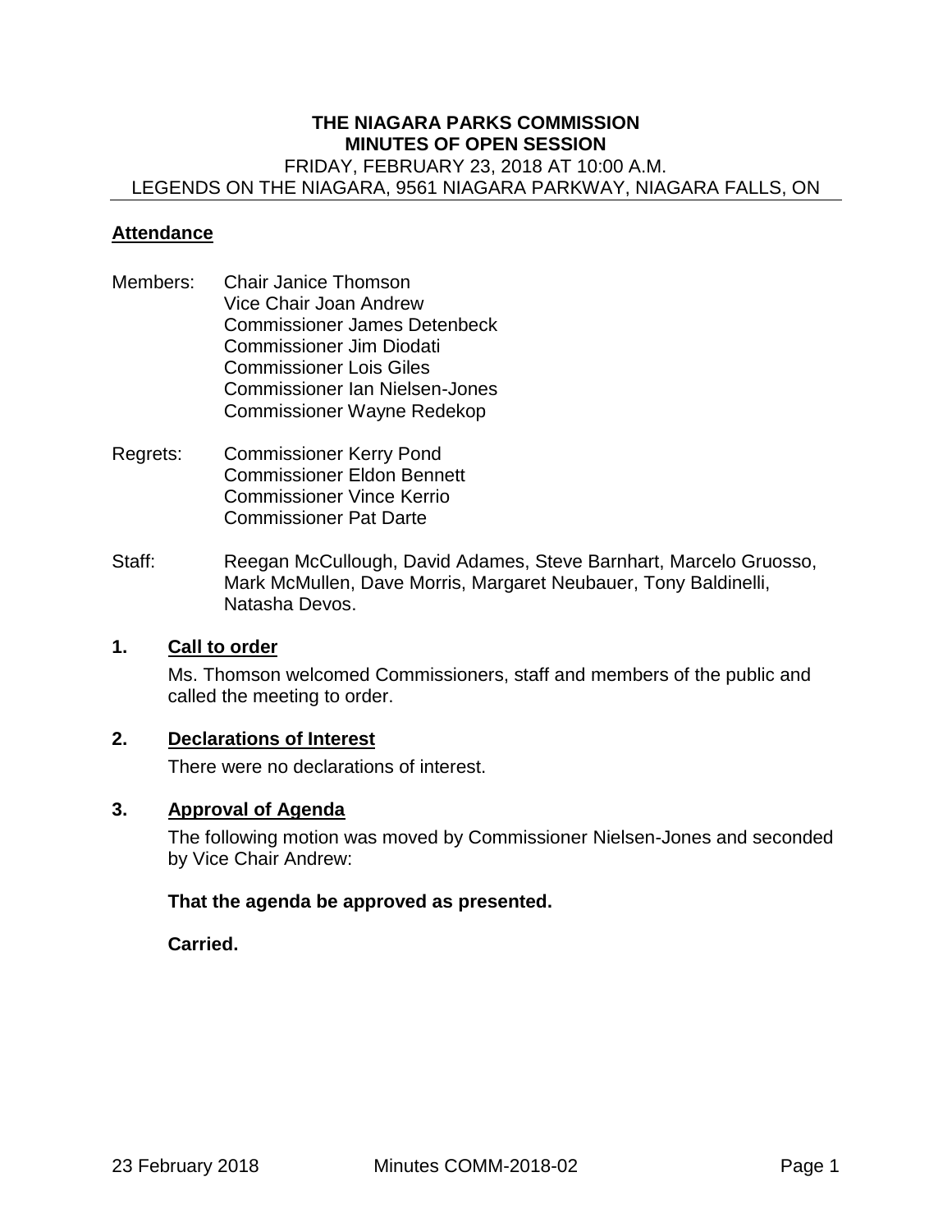# THE NIAGARA PARKS COMMISSION
## MINUTES OF OPEN SESSION

FRIDAY, FEBRUARY 23, 2018 AT 10:00 A.M.
LEGENDS ON THE NIAGARA, 9561 NIAGARA PARKWAY, NIAGARA FALLS, ON

### Attendance

Members: Chair Janice Thomson
Vice Chair Joan Andrew
Commissioner James Detenbeck
Commissioner Jim Diodati
Commissioner Lois Giles
Commissioner Ian Nielsen-Jones
Commissioner Wayne Redekop

Regrets: Commissioner Kerry Pond
Commissioner Eldon Bennett
Commissioner Vince Kerrio
Commissioner Pat Darte

Staff: Reegan McCullough, David Adames, Steve Barnhart, Marcelo Gruosso, Mark McMullen, Dave Morris, Margaret Neubauer, Tony Baldinelli, Natasha Devos.

### 1. Call to order

Ms. Thomson welcomed Commissioners, staff and members of the public and called the meeting to order.

### 2. Declarations of Interest

There were no declarations of interest.

### 3. Approval of Agenda

The following motion was moved by Commissioner Nielsen-Jones and seconded by Vice Chair Andrew:

**That the agenda be approved as presented.**

**Carried.**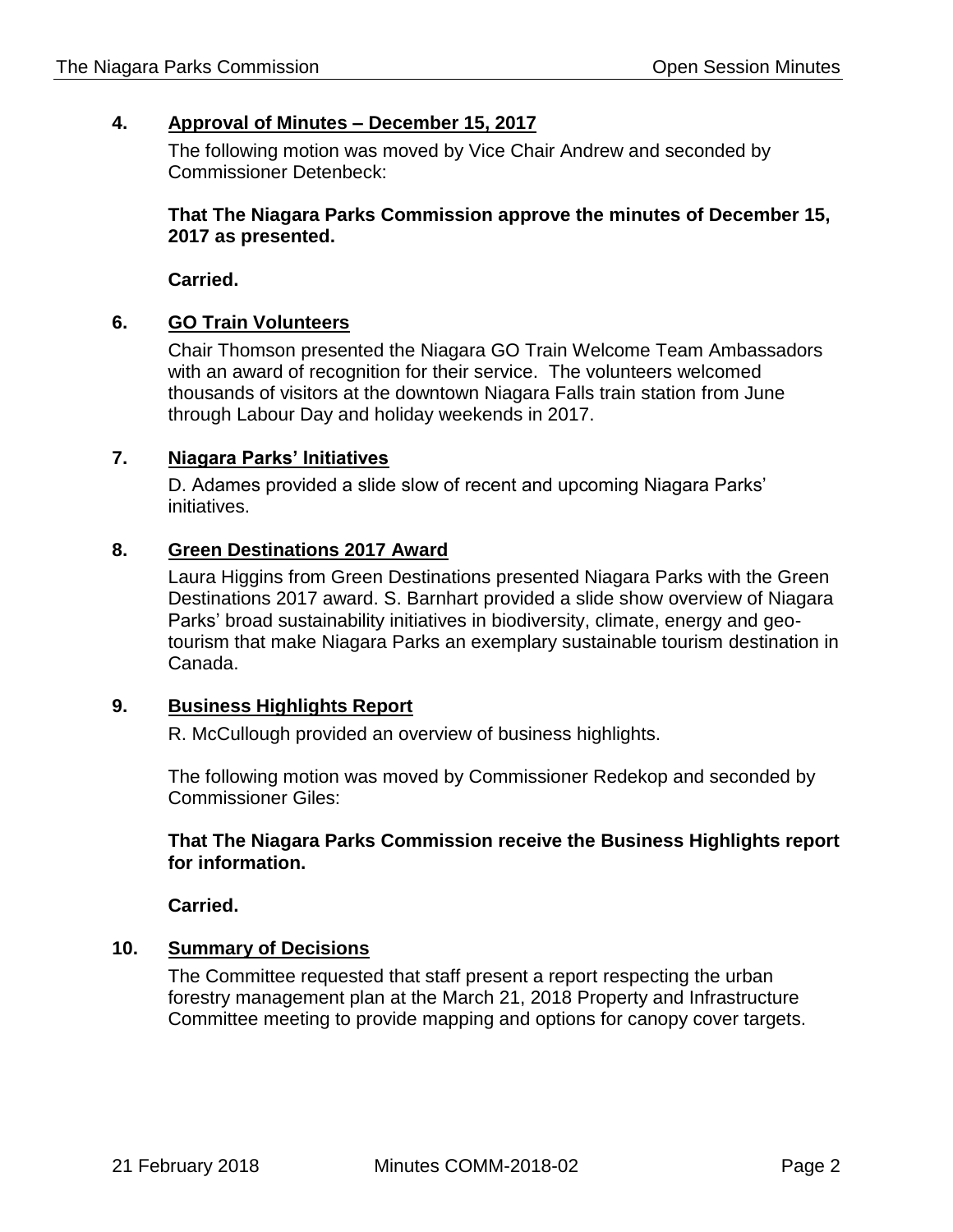## 4. Approval of Minutes – December 15, 2017

The following motion was moved by Vice Chair Andrew and seconded by Commissioner Detenbeck:

**That The Niagara Parks Commission approve the minutes of December 15, 2017 as presented.**

**Carried.**

## 6. GO Train Volunteers

Chair Thomson presented the Niagara GO Train Welcome Team Ambassadors with an award of recognition for their service. The volunteers welcomed thousands of visitors at the downtown Niagara Falls train station from June through Labour Day and holiday weekends in 2017.

## 7. Niagara Parks' Initiatives

D. Adames provided a slide slow of recent and upcoming Niagara Parks' initiatives.

## 8. Green Destinations 2017 Award

Laura Higgins from Green Destinations presented Niagara Parks with the Green Destinations 2017 award. S. Barnhart provided a slide show overview of Niagara Parks' broad sustainability initiatives in biodiversity, climate, energy and geo-tourism that make Niagara Parks an exemplary sustainable tourism destination in Canada.

## 9. Business Highlights Report

R. McCullough provided an overview of business highlights.

The following motion was moved by Commissioner Redekop and seconded by Commissioner Giles:

**That The Niagara Parks Commission receive the Business Highlights report for information.**

**Carried.**

## 10. Summary of Decisions

The Committee requested that staff present a report respecting the urban forestry management plan at the March 21, 2018 Property and Infrastructure Committee meeting to provide mapping and options for canopy cover targets.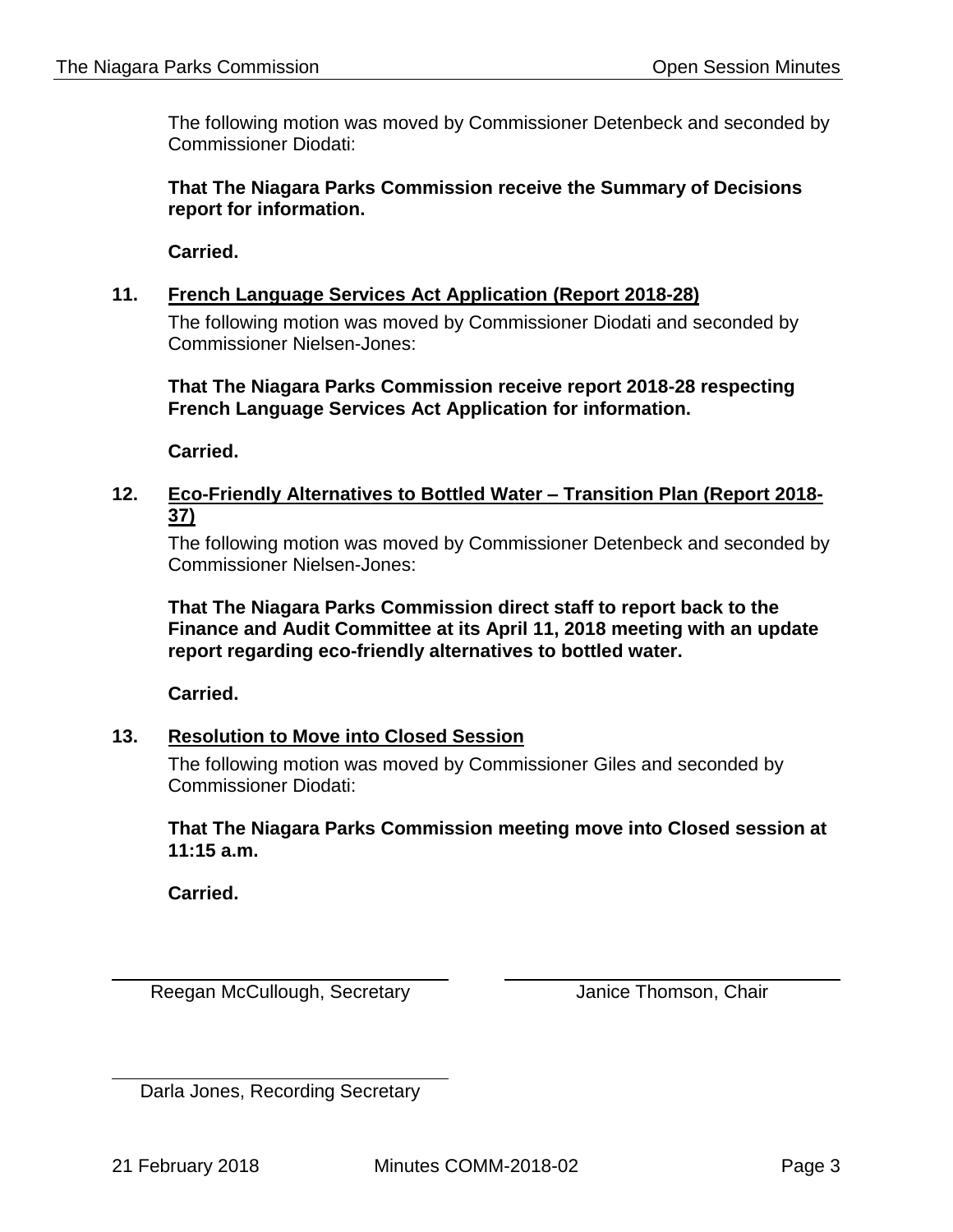The following motion was moved by Commissioner Detenbeck and seconded by Commissioner Diodati:

**That The Niagara Parks Commission receive the Summary of Decisions report for information.**

**Carried.**

**11. French Language Services Act Application (Report 2018-28)**

The following motion was moved by Commissioner Diodati and seconded by Commissioner Nielsen-Jones:

**That The Niagara Parks Commission receive report 2018-28 respecting French Language Services Act Application for information.**

**Carried.**

**12. Eco-Friendly Alternatives to Bottled Water – Transition Plan (Report 2018-37)**

The following motion was moved by Commissioner Detenbeck and seconded by Commissioner Nielsen-Jones:

**That The Niagara Parks Commission direct staff to report back to the Finance and Audit Committee at its April 11, 2018 meeting with an update report regarding eco-friendly alternatives to bottled water.**

**Carried.**

**13. Resolution to Move into Closed Session**

The following motion was moved by Commissioner Giles and seconded by Commissioner Diodati:

**That The Niagara Parks Commission meeting move into Closed session at 11:15 a.m.**

**Carried.**

Reegan McCullough, Secretary

Janice Thomson, Chair

Darla Jones, Recording Secretary